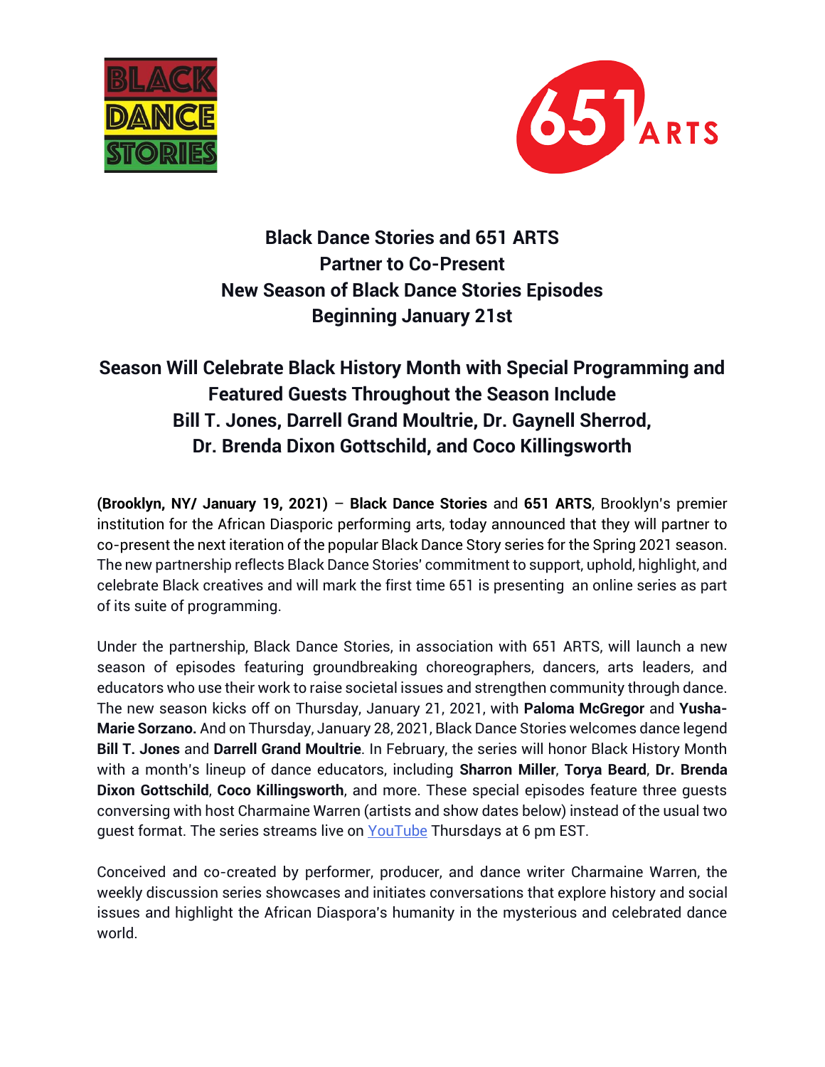# Black Dance Stories and 651 ARTS Partner to Co-Present New Season of Black Dance Stories Episodes Beginning January 21st

## Season Will Celebrate Black History Month with Special Programming and Featured Guests Throughout the Season Include Bill T. Jones, Darrell Grand Moultrie, Dr. Gaynell Sherrod, Dr. Brenda Dixon Gottschild, and Coco Killingsworth

**(Brooklyn, NY/ January 19, 2021)** – **Black Dance Stories** and **651 ARTS**, Brooklyn's premier institution for the African Diasporic performing arts, today announced that they will partner to co-present the next iteration of the popular Black Dance Story series for the Spring 2021 season. The new partnership reflects Black Dance Stories' commitment to support, uphold, highlight, and celebrate Black creatives and will mark the first time 651 is presenting an online series as part of its suite of programming.

Under the partnership, Black Dance Stories, in association with 651 ARTS, will launch a new season of episodes featuring groundbreaking choreographers, dancers, arts leaders, and educators who use their work to raise societal issues and strengthen community through dance. The new season kicks off on Thursday, January 21, 2021, with **Paloma McGregor** and **Yusha-Marie Sorzano.** And on Thursday, January 28, 2021, Black Dance Stories welcomes dance legend **Bill T. Jones** and **Darrell Grand Moultrie**. In February, the series will honor Black History Month with a month's lineup of dance educators, including **Sharron Miller**, **Torya Beard**, **Dr. Brenda Dixon Gottschild**, **Coco Killingsworth**, and more. These special episodes feature three guests conversing with host Charmaine Warren (artists and show dates below) instead of the usual two guest format. The series streams live on YouTube Thursdays at 6 pm EST.

Conceived and co-created by performer, producer, and dance writer Charmaine Warren, the weekly discussion series showcases and initiates conversations that explore history and social issues and highlight the African Diaspora's humanity in the mysterious and celebrated dance world.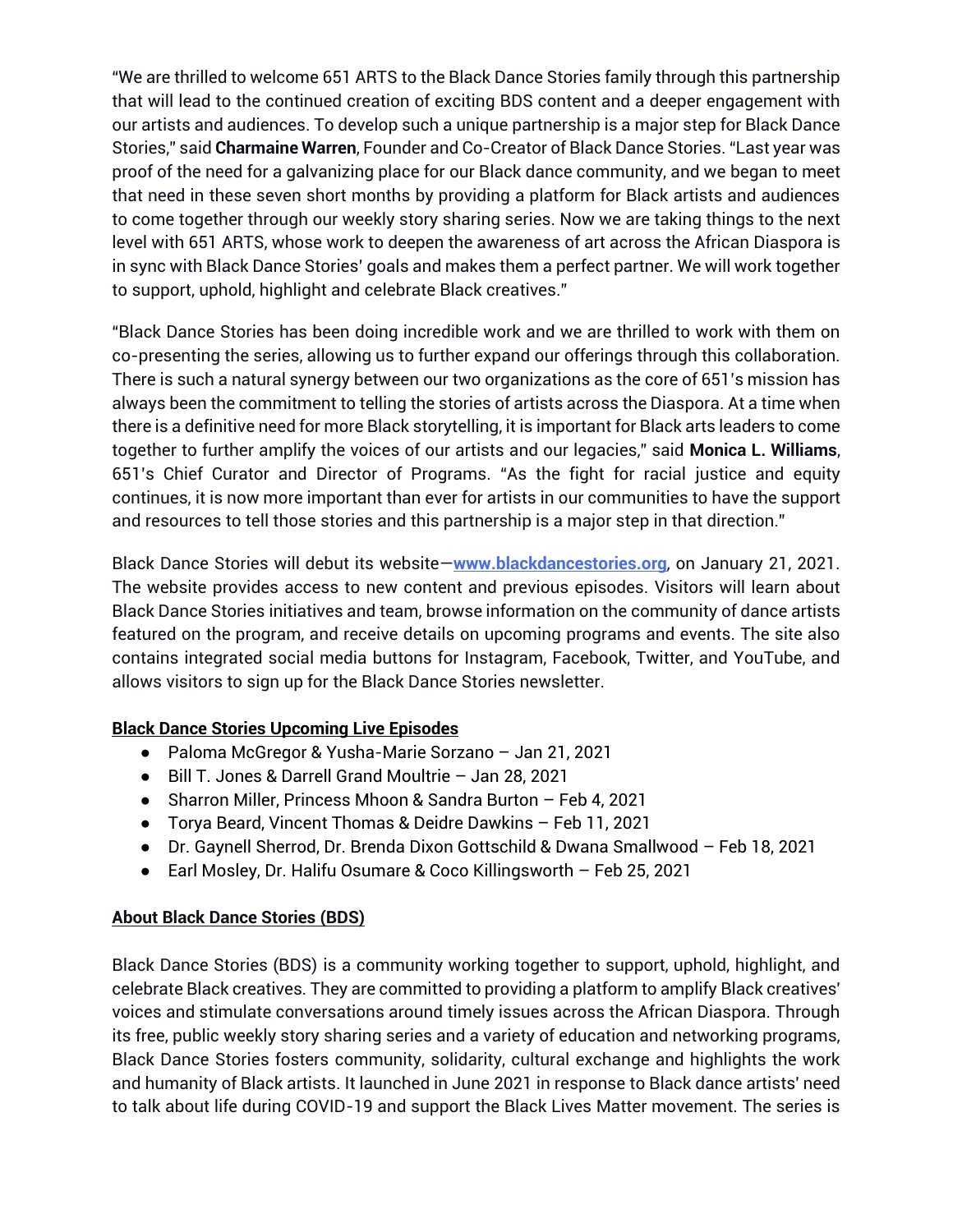"We are thrilled to welcome 651 ARTS to the Black Dance Stories family through this partnership that will lead to the continued creation of exciting BDS content and a deeper engagement with our artists and audiences. To develop such a unique partnership is a major step for Black Dance Stories," said **Charmaine Warren**, Founder and Co-Creator of Black Dance Stories. "Last year was proof of the need for a galvanizing place for our Black dance community, and we began to meet that need in these seven short months by providing a platform for Black artists and audiences to come together through our weekly story sharing series. Now we are taking things to the next level with 651 ARTS, whose work to deepen the awareness of art across the African Diaspora is in sync with Black Dance Stories' goals and makes them a perfect partner. We will work together to support, uphold, highlight and celebrate Black creatives."

"Black Dance Stories has been doing incredible work and we are thrilled to work with them on co-presenting the series, allowing us to further expand our offerings through this collaboration. There is such a natural synergy between our two organizations as the core of 651's mission has always been the commitment to telling the stories of artists across the Diaspora. At a time when there is a definitive need for more Black storytelling, it is important for Black arts leaders to come together to further amplify the voices of our artists and our legacies," said **Monica L. Williams**, 651's Chief Curator and Director of Programs. "As the fight for racial justice and equity continues, it is now more important than ever for artists in our communities to have the support and resources to tell those stories and this partnership is a major step in that direction."

Black Dance Stories will debut its website—**www.blackdancestories.org**, on January 21, 2021. The website provides access to new content and previous episodes. Visitors will learn about Black Dance Stories initiatives and team, browse information on the community of dance artists featured on the program, and receive details on upcoming programs and events. The site also contains integrated social media buttons for Instagram, Facebook, Twitter, and YouTube, and allows visitors to sign up for the Black Dance Stories newsletter.

**Black Dance Stories Upcoming Live Episodes**

- Paloma McGregor & Yusha-Marie Sorzano – Jan 21, 2021
- Bill T. Jones & Darrell Grand Moultrie – Jan 28, 2021
- Sharron Miller, Princess Mhoon & Sandra Burton – Feb 4, 2021
- Torya Beard, Vincent Thomas & Deidre Dawkins – Feb 11, 2021
- Dr. Gaynell Sherrod, Dr. Brenda Dixon Gottschild & Dwana Smallwood – Feb 18, 2021
- Earl Mosley, Dr. Halifu Osumare & Coco Killingsworth – Feb 25, 2021

**About Black Dance Stories (BDS)**

Black Dance Stories (BDS) is a community working together to support, uphold, highlight, and celebrate Black creatives. They are committed to providing a platform to amplify Black creatives' voices and stimulate conversations around timely issues across the African Diaspora. Through its free, public weekly story sharing series and a variety of education and networking programs, Black Dance Stories fosters community, solidarity, cultural exchange and highlights the work and humanity of Black artists. It launched in June 2021 in response to Black dance artists' need to talk about life during COVID-19 and support the Black Lives Matter movement. The series is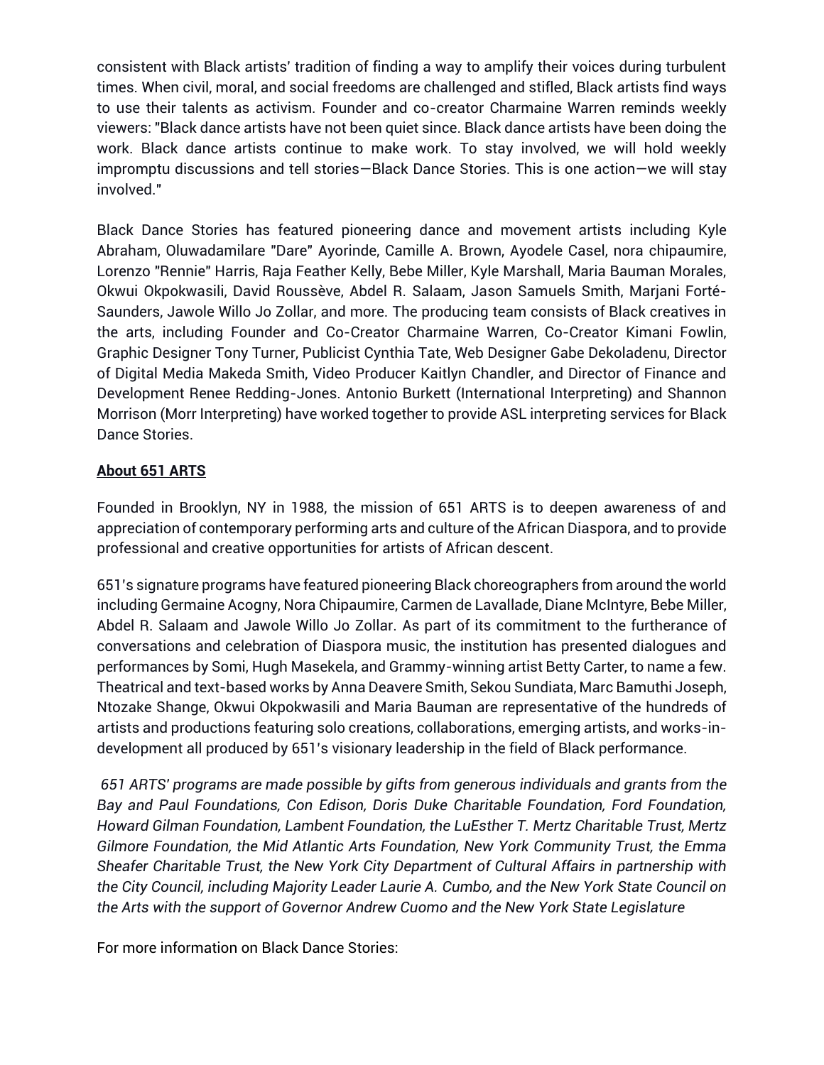consistent with Black artists' tradition of finding a way to amplify their voices during turbulent times. When civil, moral, and social freedoms are challenged and stifled, Black artists find ways to use their talents as activism. Founder and co-creator Charmaine Warren reminds weekly viewers: "Black dance artists have not been quiet since. Black dance artists have been doing the work. Black dance artists continue to make work. To stay involved, we will hold weekly impromptu discussions and tell stories—Black Dance Stories. This is one action—we will stay involved."

Black Dance Stories has featured pioneering dance and movement artists including Kyle Abraham, Oluwadamilare "Dare" Ayorinde, Camille A. Brown, Ayodele Casel, nora chipaumire, Lorenzo "Rennie" Harris, Raja Feather Kelly, Bebe Miller, Kyle Marshall, Maria Bauman Morales, Okwui Okpokwasili, David Roussève, Abdel R. Salaam, Jason Samuels Smith, Marjani Forté-Saunders, Jawole Willo Jo Zollar, and more. The producing team consists of Black creatives in the arts, including Founder and Co-Creator Charmaine Warren, Co-Creator Kimani Fowlin, Graphic Designer Tony Turner, Publicist Cynthia Tate, Web Designer Gabe Dekoladenu, Director of Digital Media Makeda Smith, Video Producer Kaitlyn Chandler, and Director of Finance and Development Renee Redding-Jones. Antonio Burkett (International Interpreting) and Shannon Morrison (Morr Interpreting) have worked together to provide ASL interpreting services for Black Dance Stories.

**About 651 ARTS**

Founded in Brooklyn, NY in 1988, the mission of 651 ARTS is to deepen awareness of and appreciation of contemporary performing arts and culture of the African Diaspora, and to provide professional and creative opportunities for artists of African descent.

651's signature programs have featured pioneering Black choreographers from around the world including Germaine Acogny, Nora Chipaumire, Carmen de Lavallade, Diane McIntyre, Bebe Miller, Abdel R. Salaam and Jawole Willo Jo Zollar. As part of its commitment to the furtherance of conversations and celebration of Diaspora music, the institution has presented dialogues and performances by Somi, Hugh Masekela, and Grammy-winning artist Betty Carter, to name a few. Theatrical and text-based works by Anna Deavere Smith, Sekou Sundiata, Marc Bamuthi Joseph, Ntozake Shange, Okwui Okpokwasili and Maria Bauman are representative of the hundreds of artists and productions featuring solo creations, collaborations, emerging artists, and works-in-development all produced by 651's visionary leadership in the field of Black performance.

*651 ARTS' programs are made possible by gifts from generous individuals and grants from the Bay and Paul Foundations, Con Edison, Doris Duke Charitable Foundation, Ford Foundation, Howard Gilman Foundation, Lambent Foundation, the LuEsther T. Mertz Charitable Trust, Mertz Gilmore Foundation, the Mid Atlantic Arts Foundation, New York Community Trust, the Emma Sheafer Charitable Trust, the New York City Department of Cultural Affairs in partnership with the City Council, including Majority Leader Laurie A. Cumbo, and the New York State Council on the Arts with the support of Governor Andrew Cuomo and the New York State Legislature*

For more information on Black Dance Stories: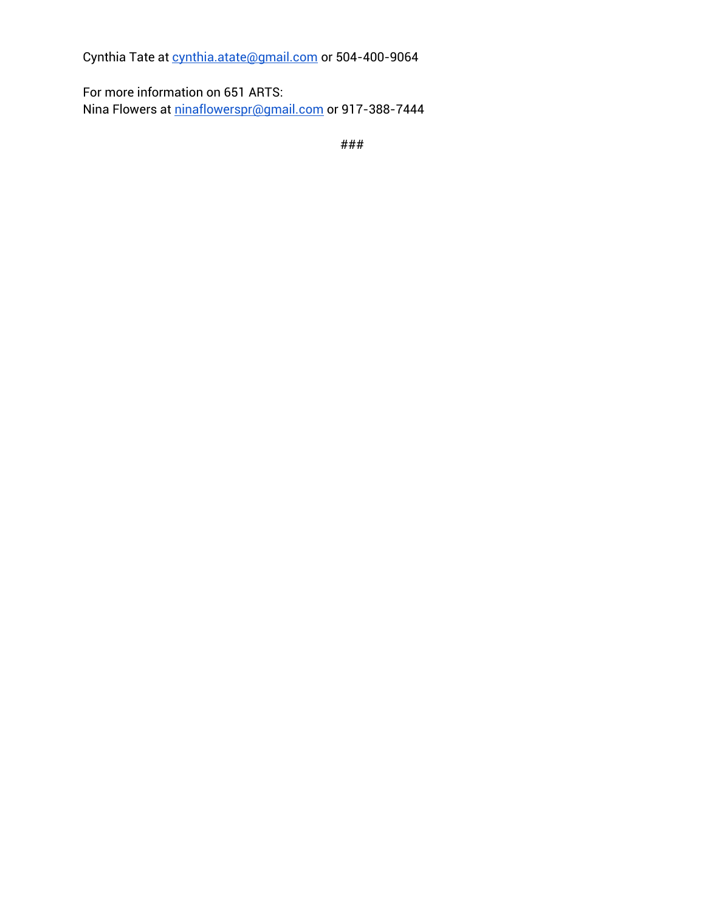Cynthia Tate at cynthia.atate@gmail.com or 504-400-9064

For more information on 651 ARTS:
Nina Flowers at ninaflowerspr@gmail.com or 917-388-7444

###